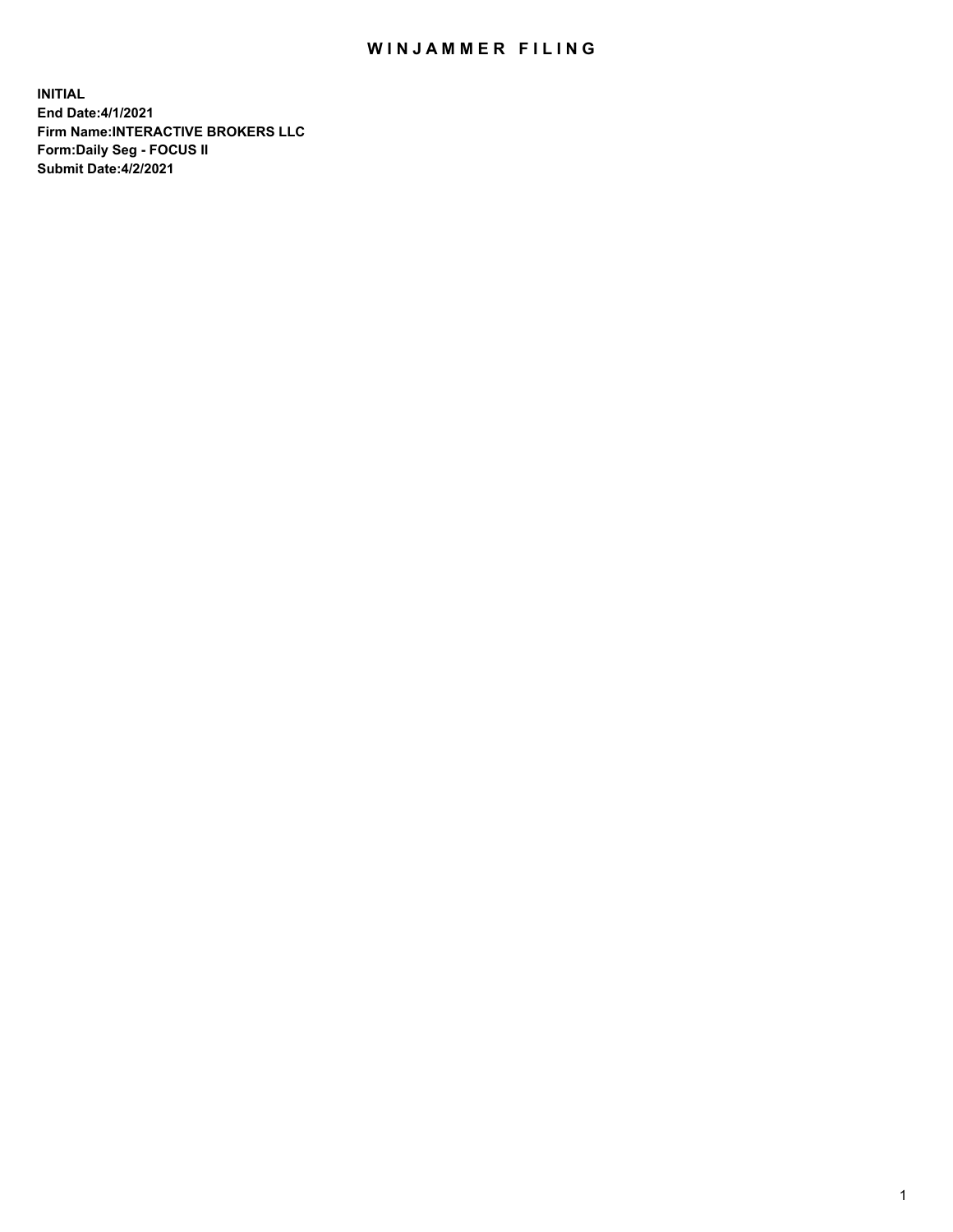# WINJAMMER FILING

**INITIAL**
**End Date:4/1/2021**
**Firm Name:INTERACTIVE BROKERS LLC**
**Form:Daily Seg - FOCUS II**
**Submit Date:4/2/2021**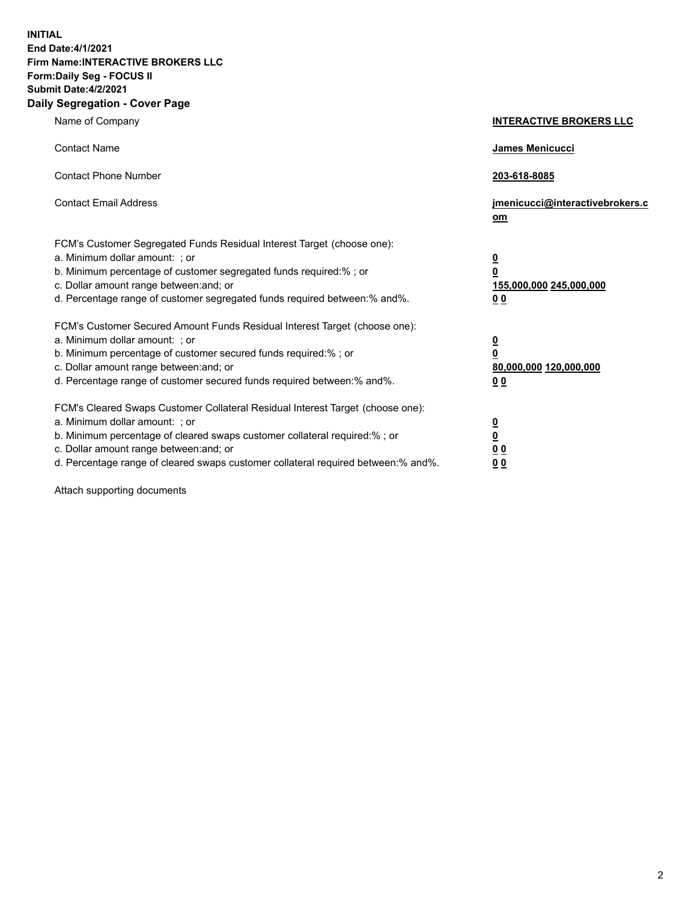**INITIAL**
**End Date:4/1/2021**
**Firm Name:INTERACTIVE BROKERS LLC**
**Form:Daily Seg - FOCUS II**
**Submit Date:4/2/2021**

## Daily Segregation - Cover Page

| | |
|---|---|
| Name of Company | **INTERACTIVE BROKERS LLC** |
| Contact Name | **James Menicucci** |
| Contact Phone Number | **203-618-8085** |
| Contact Email Address | **jmenicucci@interactivebrokers.com** |

| | |
|---|---|
| FCM's Customer Segregated Funds Residual Interest Target (choose one): | |
| a. Minimum dollar amount: ; or | **0** |
| b. Minimum percentage of customer segregated funds required:% ; or | **0** |
| c. Dollar amount range between:and; or | **155,000,000 245,000,000** |
| d. Percentage range of customer segregated funds required between:% and%. | **0 0** |
| FCM's Customer Secured Amount Funds Residual Interest Target (choose one): | |
| a. Minimum dollar amount: ; or | **0** |
| b. Minimum percentage of customer secured funds required:% ; or | **0** |
| c. Dollar amount range between:and; or | **80,000,000 120,000,000** |
| d. Percentage range of customer secured funds required between:% and%. | **0 0** |
| FCM's Cleared Swaps Customer Collateral Residual Interest Target (choose one): | |
| a. Minimum dollar amount: ; or | **0** |
| b. Minimum percentage of cleared swaps customer collateral required:% ; or | **0** |
| c. Dollar amount range between:and; or | **0 0** |
| d. Percentage range of cleared swaps customer collateral required between:% and%. | **0 0** |

Attach supporting documents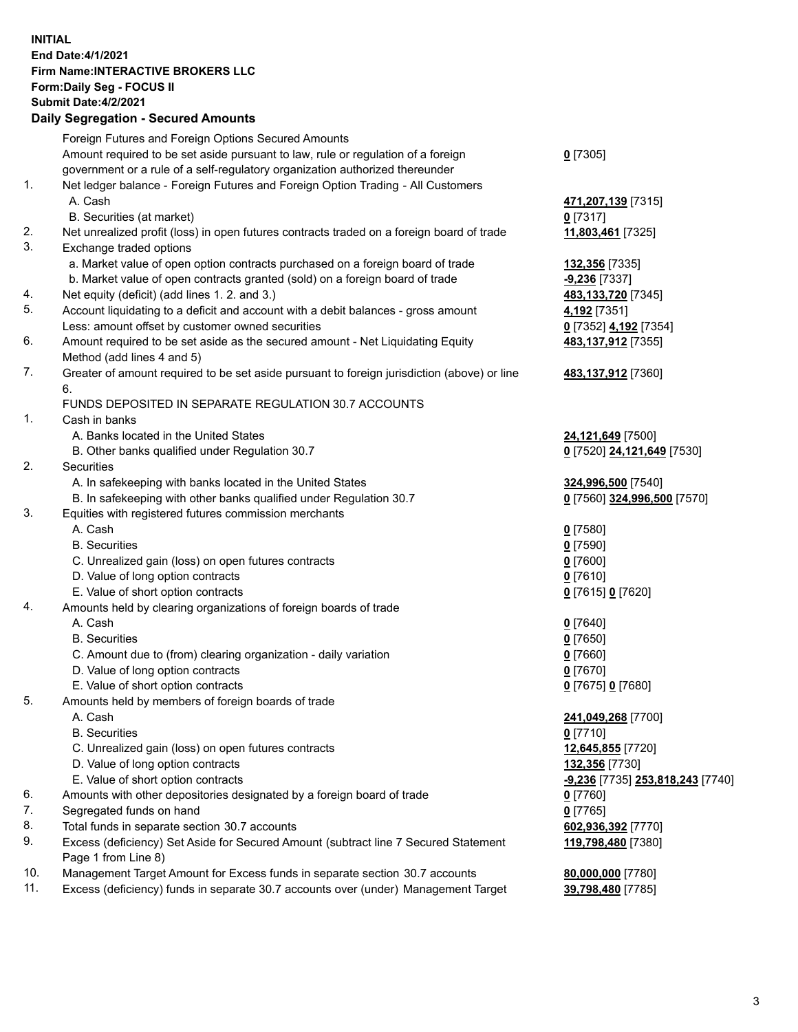**INITIAL**
**End Date:4/1/2021**
**Firm Name:INTERACTIVE BROKERS LLC**
**Form:Daily Seg - FOCUS II**
**Submit Date:4/2/2021**

**Daily Segregation - Secured Amounts**

| | | |
|---|---|---|
| | Foreign Futures and Foreign Options Secured Amounts | |
| | Amount required to be set aside pursuant to law, rule or regulation of a foreign government or a rule of a self-regulatory organization authorized thereunder | **0** [7305] |
| 1. | Net ledger balance - Foreign Futures and Foreign Option Trading - All Customers | |
| | A. Cash | **471,207,139** [7315] |
| | B. Securities (at market) | **0** [7317] |
| 2. | Net unrealized profit (loss) in open futures contracts traded on a foreign board of trade | **11,803,461** [7325] |
| 3. | Exchange traded options | |
| | a. Market value of open option contracts purchased on a foreign board of trade | **132,356** [7335] |
| | b. Market value of open contracts granted (sold) on a foreign board of trade | **-9,236** [7337] |
| 4. | Net equity (deficit) (add lines 1. 2. and 3.) | **483,133,720** [7345] |
| 5. | Account liquidating to a deficit and account with a debit balances - gross amount | **4,192** [7351] |
| | Less: amount offset by customer owned securities | **0** [7352] **4,192** [7354] |
| 6. | Amount required to be set aside as the secured amount - Net Liquidating Equity Method (add lines 4 and 5) | **483,137,912** [7355] |
| 7. | Greater of amount required to be set aside pursuant to foreign jurisdiction (above) or line 6. | **483,137,912** [7360] |
| | FUNDS DEPOSITED IN SEPARATE REGULATION 30.7 ACCOUNTS | |
| 1. | Cash in banks | |
| | A. Banks located in the United States | **24,121,649** [7500] |
| | B. Other banks qualified under Regulation 30.7 | **0** [7520] **24,121,649** [7530] |
| 2. | Securities | |
| | A. In safekeeping with banks located in the United States | **324,996,500** [7540] |
| | B. In safekeeping with other banks qualified under Regulation 30.7 | **0** [7560] **324,996,500** [7570] |
| 3. | Equities with registered futures commission merchants | |
| | A. Cash | **0** [7580] |
| | B. Securities | **0** [7590] |
| | C. Unrealized gain (loss) on open futures contracts | **0** [7600] |
| | D. Value of long option contracts | **0** [7610] |
| | E. Value of short option contracts | **0** [7615] **0** [7620] |
| 4. | Amounts held by clearing organizations of foreign boards of trade | |
| | A. Cash | **0** [7640] |
| | B. Securities | **0** [7650] |
| | C. Amount due to (from) clearing organization - daily variation | **0** [7660] |
| | D. Value of long option contracts | **0** [7670] |
| | E. Value of short option contracts | **0** [7675] **0** [7680] |
| 5. | Amounts held by members of foreign boards of trade | |
| | A. Cash | **241,049,268** [7700] |
| | B. Securities | **0** [7710] |
| | C. Unrealized gain (loss) on open futures contracts | **12,645,855** [7720] |
| | D. Value of long option contracts | **132,356** [7730] |
| | E. Value of short option contracts | **-9,236** [7735] **253,818,243** [7740] |
| 6. | Amounts with other depositories designated by a foreign board of trade | **0** [7760] |
| 7. | Segregated funds on hand | **0** [7765] |
| 8. | Total funds in separate section 30.7 accounts | **602,936,392** [7770] |
| 9. | Excess (deficiency) Set Aside for Secured Amount (subtract line 7 Secured Statement Page 1 from Line 8) | **119,798,480** [7380] |
| 10. | Management Target Amount for Excess funds in separate section 30.7 accounts | **80,000,000** [7780] |
| 11. | Excess (deficiency) funds in separate 30.7 accounts over (under) Management Target | **39,798,480** [7785] |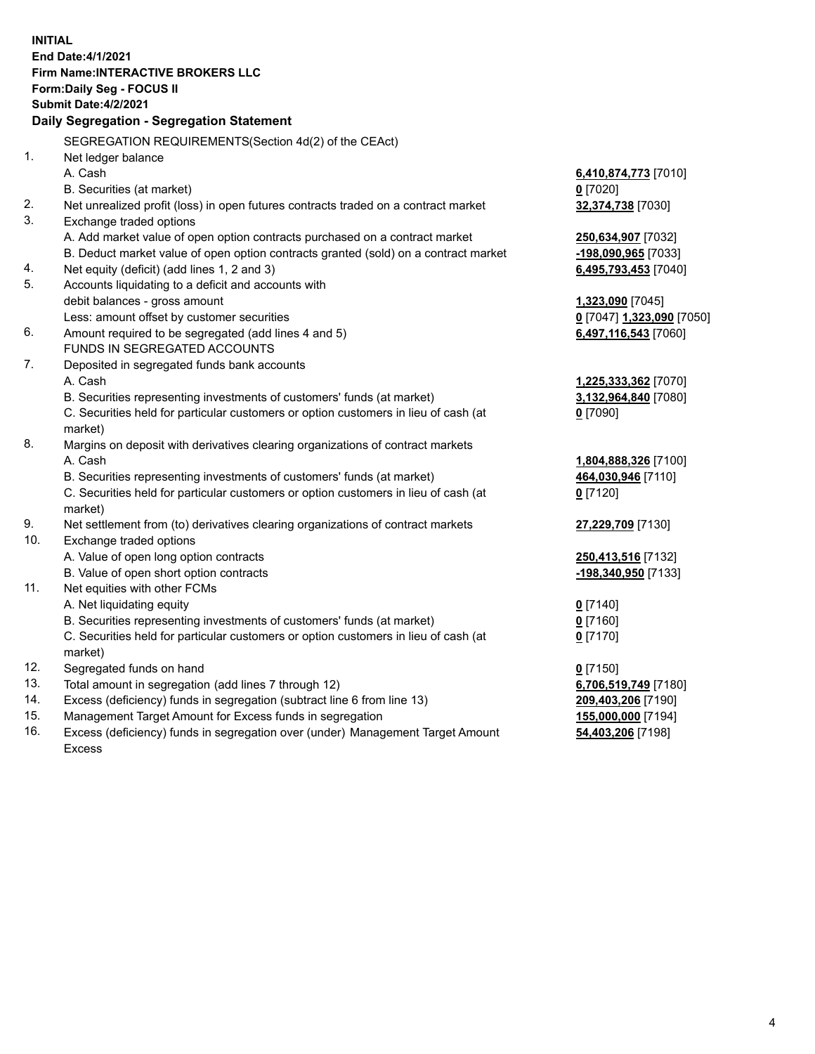**INITIAL**
**End Date:4/1/2021**
**Firm Name:INTERACTIVE BROKERS LLC**
**Form:Daily Seg - FOCUS II**
**Submit Date:4/2/2021**

## Daily Segregation - Segregation Statement

SEGREGATION REQUIREMENTS(Section 4d(2) of the CEAct)

| | | |
|---|---|---|
| 1. | Net ledger balance | |
| | A. Cash | **6,410,874,773** [7010] |
| | B. Securities (at market) | **0** [7020] |
| 2. | Net unrealized profit (loss) in open futures contracts traded on a contract market | **32,374,738** [7030] |
| 3. | Exchange traded options | |
| | A. Add market value of open option contracts purchased on a contract market | **250,634,907** [7032] |
| | B. Deduct market value of open option contracts granted (sold) on a contract market | **-198,090,965** [7033] |
| 4. | Net equity (deficit) (add lines 1, 2 and 3) | **6,495,793,453** [7040] |
| 5. | Accounts liquidating to a deficit and accounts with debit balances - gross amount | **1,323,090** [7045] |
| | Less: amount offset by customer securities | **0** [7047] **1,323,090** [7050] |
| 6. | Amount required to be segregated (add lines 4 and 5) | **6,497,116,543** [7060] |
| | FUNDS IN SEGREGATED ACCOUNTS | |
| 7. | Deposited in segregated funds bank accounts | |
| | A. Cash | **1,225,333,362** [7070] |
| | B. Securities representing investments of customers' funds (at market) | **3,132,964,840** [7080] |
| | C. Securities held for particular customers or option customers in lieu of cash (at market) | **0** [7090] |
| 8. | Margins on deposit with derivatives clearing organizations of contract markets | |
| | A. Cash | **1,804,888,326** [7100] |
| | B. Securities representing investments of customers' funds (at market) | **464,030,946** [7110] |
| | C. Securities held for particular customers or option customers in lieu of cash (at market) | **0** [7120] |
| 9. | Net settlement from (to) derivatives clearing organizations of contract markets | **27,229,709** [7130] |
| 10. | Exchange traded options | |
| | A. Value of open long option contracts | **250,413,516** [7132] |
| | B. Value of open short option contracts | **-198,340,950** [7133] |
| 11. | Net equities with other FCMs | |
| | A. Net liquidating equity | **0** [7140] |
| | B. Securities representing investments of customers' funds (at market) | **0** [7160] |
| | C. Securities held for particular customers or option customers in lieu of cash (at market) | **0** [7170] |
| 12. | Segregated funds on hand | **0** [7150] |
| 13. | Total amount in segregation (add lines 7 through 12) | **6,706,519,749** [7180] |
| 14. | Excess (deficiency) funds in segregation (subtract line 6 from line 13) | **209,403,206** [7190] |
| 15. | Management Target Amount for Excess funds in segregation | **155,000,000** [7194] |
| 16. | Excess (deficiency) funds in segregation over (under) Management Target Amount Excess | **54,403,206** [7198] |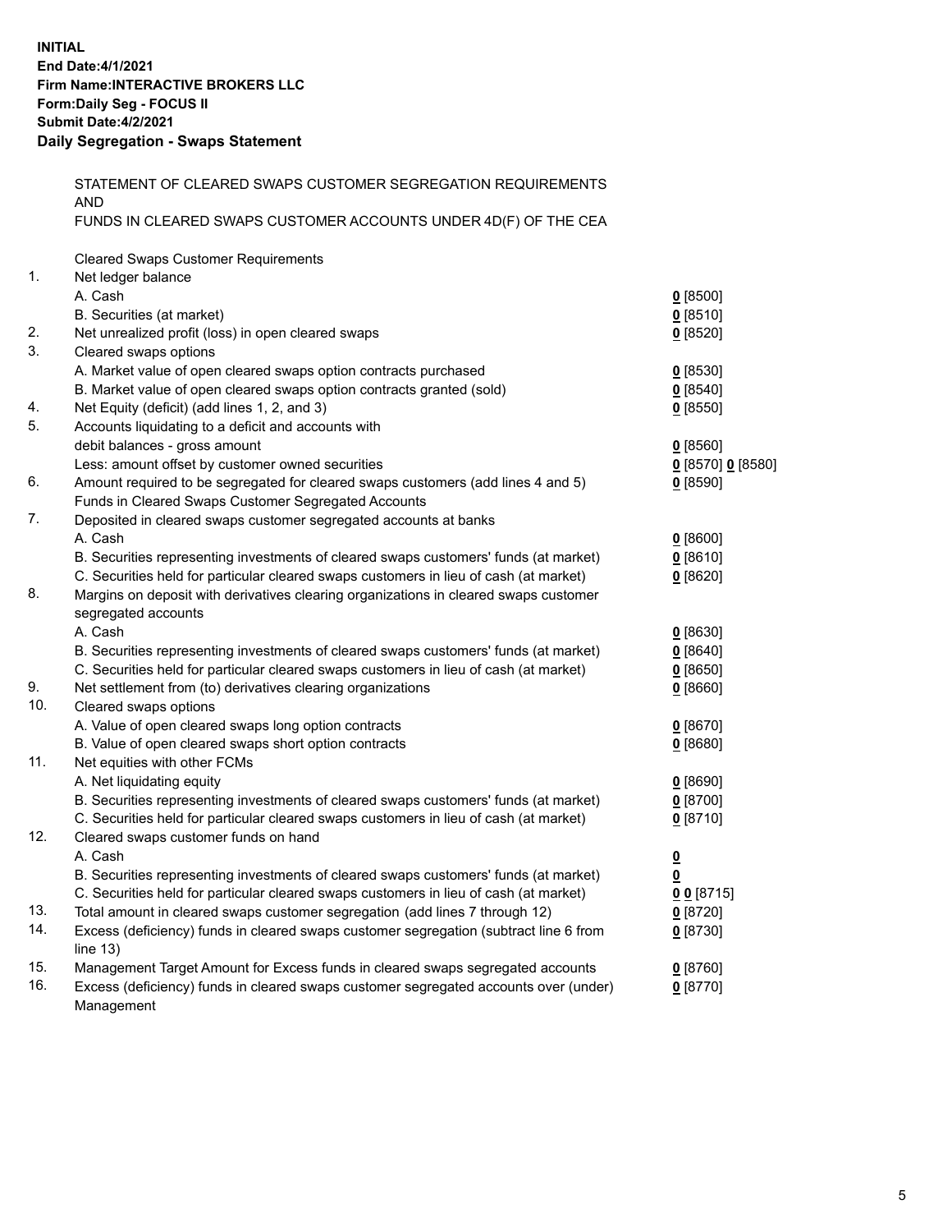**INITIAL**
**End Date:4/1/2021**
**Firm Name:INTERACTIVE BROKERS LLC**
**Form:Daily Seg - FOCUS II**
**Submit Date:4/2/2021**
**Daily Segregation - Swaps Statement**

STATEMENT OF CLEARED SWAPS CUSTOMER SEGREGATION REQUIREMENTS AND FUNDS IN CLEARED SWAPS CUSTOMER ACCOUNTS UNDER 4D(F) OF THE CEA

| | | |
|---|---|---|
| | Cleared Swaps Customer Requirements | |
| 1. | Net ledger balance | |
| | A. Cash | 0 [8500] |
| | B. Securities (at market) | 0 [8510] |
| 2. | Net unrealized profit (loss) in open cleared swaps | 0 [8520] |
| 3. | Cleared swaps options | |
| | A. Market value of open cleared swaps option contracts purchased | 0 [8530] |
| | B. Market value of open cleared swaps option contracts granted (sold) | 0 [8540] |
| 4. | Net Equity (deficit) (add lines 1, 2, and 3) | 0 [8550] |
| 5. | Accounts liquidating to a deficit and accounts with debit balances - gross amount | 0 [8560] |
| | Less: amount offset by customer owned securities | 0 [8570] 0 [8580] |
| 6. | Amount required to be segregated for cleared swaps customers (add lines 4 and 5) | 0 [8590] |
| | Funds in Cleared Swaps Customer Segregated Accounts | |
| 7. | Deposited in cleared swaps customer segregated accounts at banks | |
| | A. Cash | 0 [8600] |
| | B. Securities representing investments of cleared swaps customers' funds (at market) | 0 [8610] |
| | C. Securities held for particular cleared swaps customers in lieu of cash (at market) | 0 [8620] |
| 8. | Margins on deposit with derivatives clearing organizations in cleared swaps customer segregated accounts | |
| | A. Cash | 0 [8630] |
| | B. Securities representing investments of cleared swaps customers' funds (at market) | 0 [8640] |
| | C. Securities held for particular cleared swaps customers in lieu of cash (at market) | 0 [8650] |
| 9. | Net settlement from (to) derivatives clearing organizations | 0 [8660] |
| 10. | Cleared swaps options | |
| | A. Value of open cleared swaps long option contracts | 0 [8670] |
| | B. Value of open cleared swaps short option contracts | 0 [8680] |
| 11. | Net equities with other FCMs | |
| | A. Net liquidating equity | 0 [8690] |
| | B. Securities representing investments of cleared swaps customers' funds (at market) | 0 [8700] |
| | C. Securities held for particular cleared swaps customers in lieu of cash (at market) | 0 [8710] |
| 12. | Cleared swaps customer funds on hand | |
| | A. Cash | 0 |
| | B. Securities representing investments of cleared swaps customers' funds (at market) | 0 |
| | C. Securities held for particular cleared swaps customers in lieu of cash (at market) | 0 0 [8715] |
| 13. | Total amount in cleared swaps customer segregation (add lines 7 through 12) | 0 [8720] |
| 14. | Excess (deficiency) funds in cleared swaps customer segregation (subtract line 6 from line 13) | 0 [8730] |
| 15. | Management Target Amount for Excess funds in cleared swaps segregated accounts | 0 [8760] |
| 16. | Excess (deficiency) funds in cleared swaps customer segregated accounts over (under) Management | 0 [8770] |